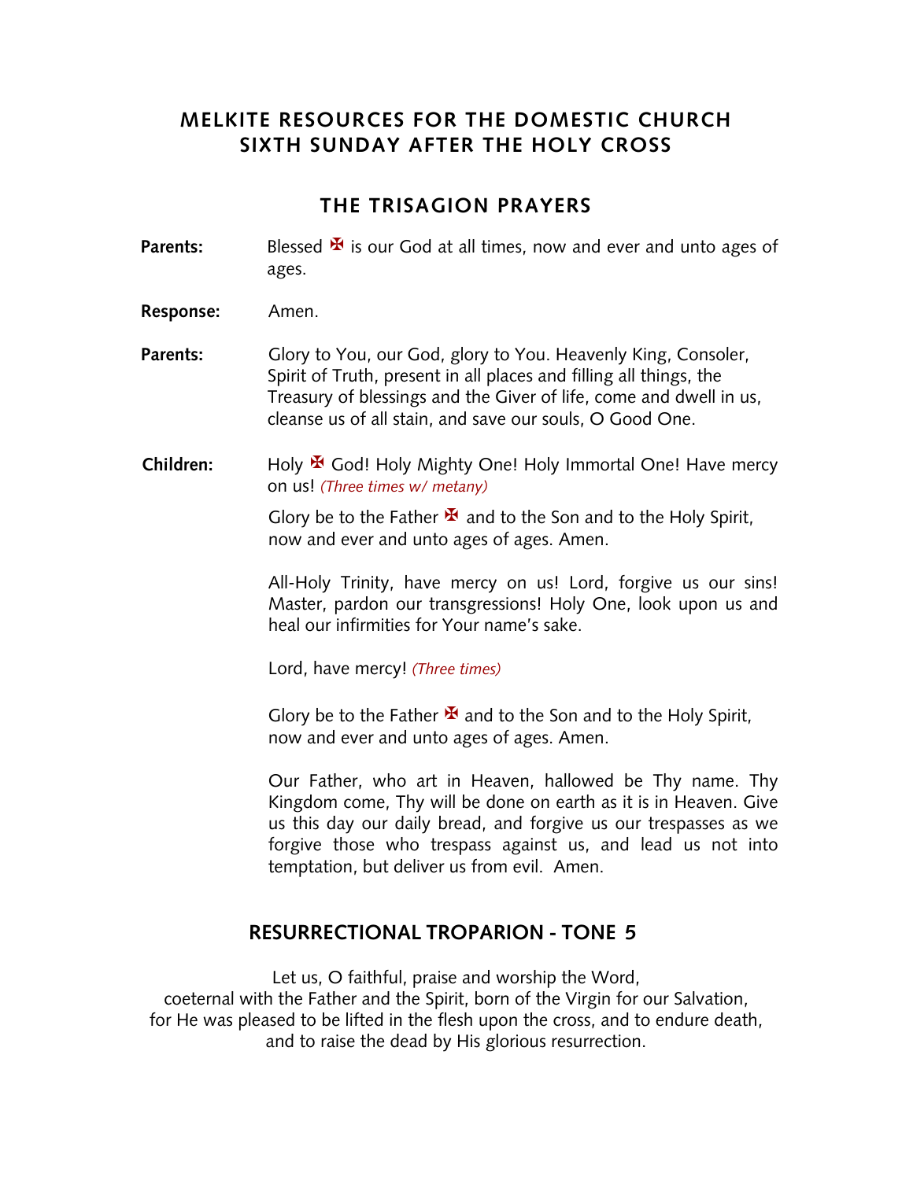# MELKITE RESOURCES FOR THE DOMESTIC CHURCH
# SIXTH SUNDAY AFTER THE HOLY CROSS

## THE TRISAGION PRAYERS

**Parents:** Blessed ✠ is our God at all times, now and ever and unto ages of ages.

**Response:** Amen.

**Parents:** Glory to You, our God, glory to You. Heavenly King, Consoler, Spirit of Truth, present in all places and filling all things, the Treasury of blessings and the Giver of life, come and dwell in us, cleanse us of all stain, and save our souls, O Good One.

**Children:** Holy ✠ God! Holy Mighty One! Holy Immortal One! Have mercy on us! *(Three times w/ metany)*

Glory be to the Father ✠ and to the Son and to the Holy Spirit, now and ever and unto ages of ages. Amen.

All-Holy Trinity, have mercy on us! Lord, forgive us our sins! Master, pardon our transgressions! Holy One, look upon us and heal our infirmities for Your name's sake.

Lord, have mercy! *(Three times)*

Glory be to the Father ✠ and to the Son and to the Holy Spirit, now and ever and unto ages of ages. Amen.

Our Father, who art in Heaven, hallowed be Thy name. Thy Kingdom come, Thy will be done on earth as it is in Heaven. Give us this day our daily bread, and forgive us our trespasses as we forgive those who trespass against us, and lead us not into temptation, but deliver us from evil. Amen.

## RESURRECTIONAL TROPARION - TONE 5

Let us, O faithful, praise and worship the Word,
coeternal with the Father and the Spirit, born of the Virgin for our Salvation,
for He was pleased to be lifted in the flesh upon the cross, and to endure death,
and to raise the dead by His glorious resurrection.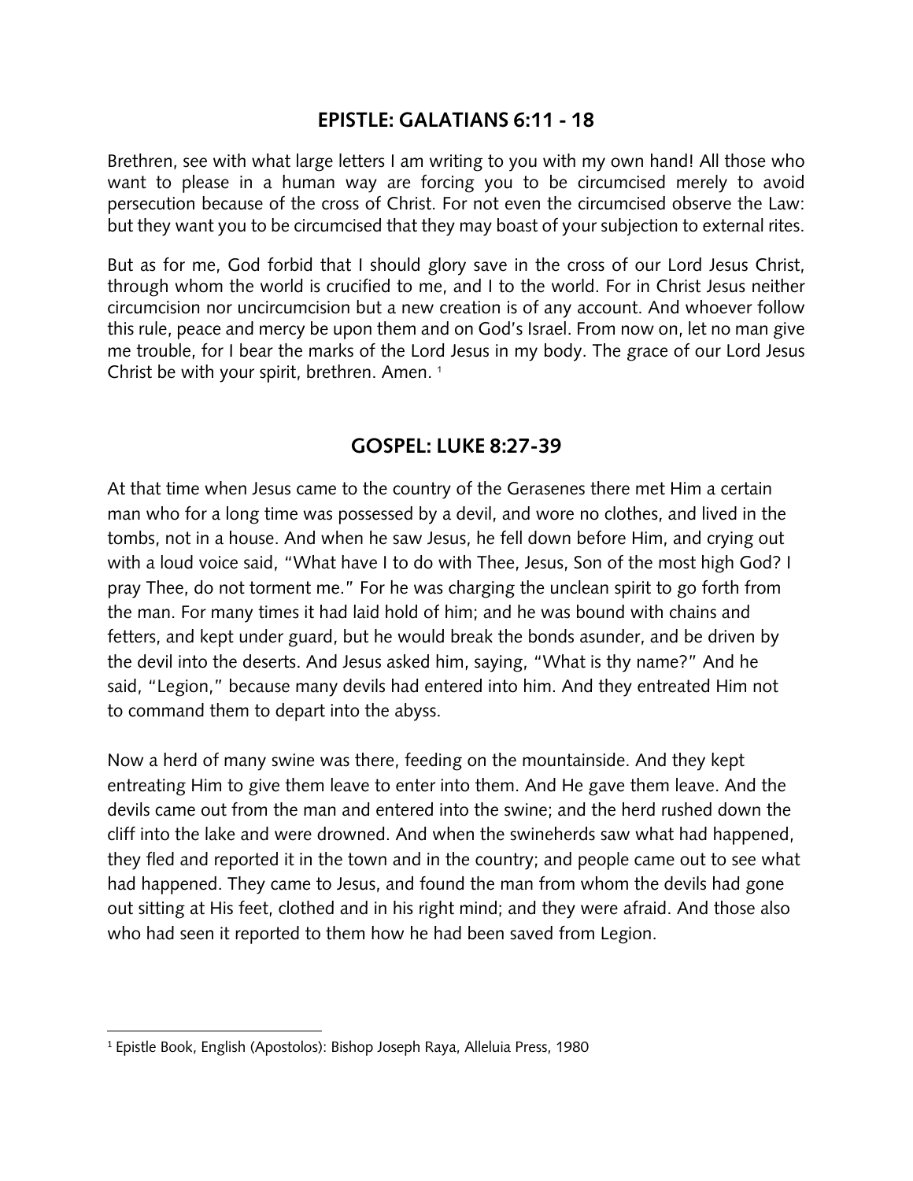## EPISTLE: GALATIANS 6:11 - 18

Brethren, see with what large letters I am writing to you with my own hand! All those who want to please in a human way are forcing you to be circumcised merely to avoid persecution because of the cross of Christ. For not even the circumcised observe the Law: but they want you to be circumcised that they may boast of your subjection to external rites.

But as for me, God forbid that I should glory save in the cross of our Lord Jesus Christ, through whom the world is crucified to me, and I to the world. For in Christ Jesus neither circumcision nor uncircumcision but a new creation is of any account. And whoever follow this rule, peace and mercy be upon them and on God's Israel. From now on, let no man give me trouble, for I bear the marks of the Lord Jesus in my body. The grace of our Lord Jesus Christ be with your spirit, brethren. Amen. [1]

## GOSPEL: LUKE 8:27-39

At that time when Jesus came to the country of the Gerasenes there met Him a certain man who for a long time was possessed by a devil, and wore no clothes, and lived in the tombs, not in a house. And when he saw Jesus, he fell down before Him, and crying out with a loud voice said, "What have I to do with Thee, Jesus, Son of the most high God? I pray Thee, do not torment me." For he was charging the unclean spirit to go forth from the man. For many times it had laid hold of him; and he was bound with chains and fetters, and kept under guard, but he would break the bonds asunder, and be driven by the devil into the deserts. And Jesus asked him, saying, "What is thy name?" And he said, "Legion," because many devils had entered into him. And they entreated Him not to command them to depart into the abyss.

Now a herd of many swine was there, feeding on the mountainside. And they kept entreating Him to give them leave to enter into them. And He gave them leave. And the devils came out from the man and entered into the swine; and the herd rushed down the cliff into the lake and were drowned. And when the swineherds saw what had happened, they fled and reported it in the town and in the country; and people came out to see what had happened. They came to Jesus, and found the man from whom the devils had gone out sitting at His feet, clothed and in his right mind; and they were afraid. And those also who had seen it reported to them how he had been saved from Legion.

---

[1] Epistle Book, English (Apostolos): Bishop Joseph Raya, Alleluia Press, 1980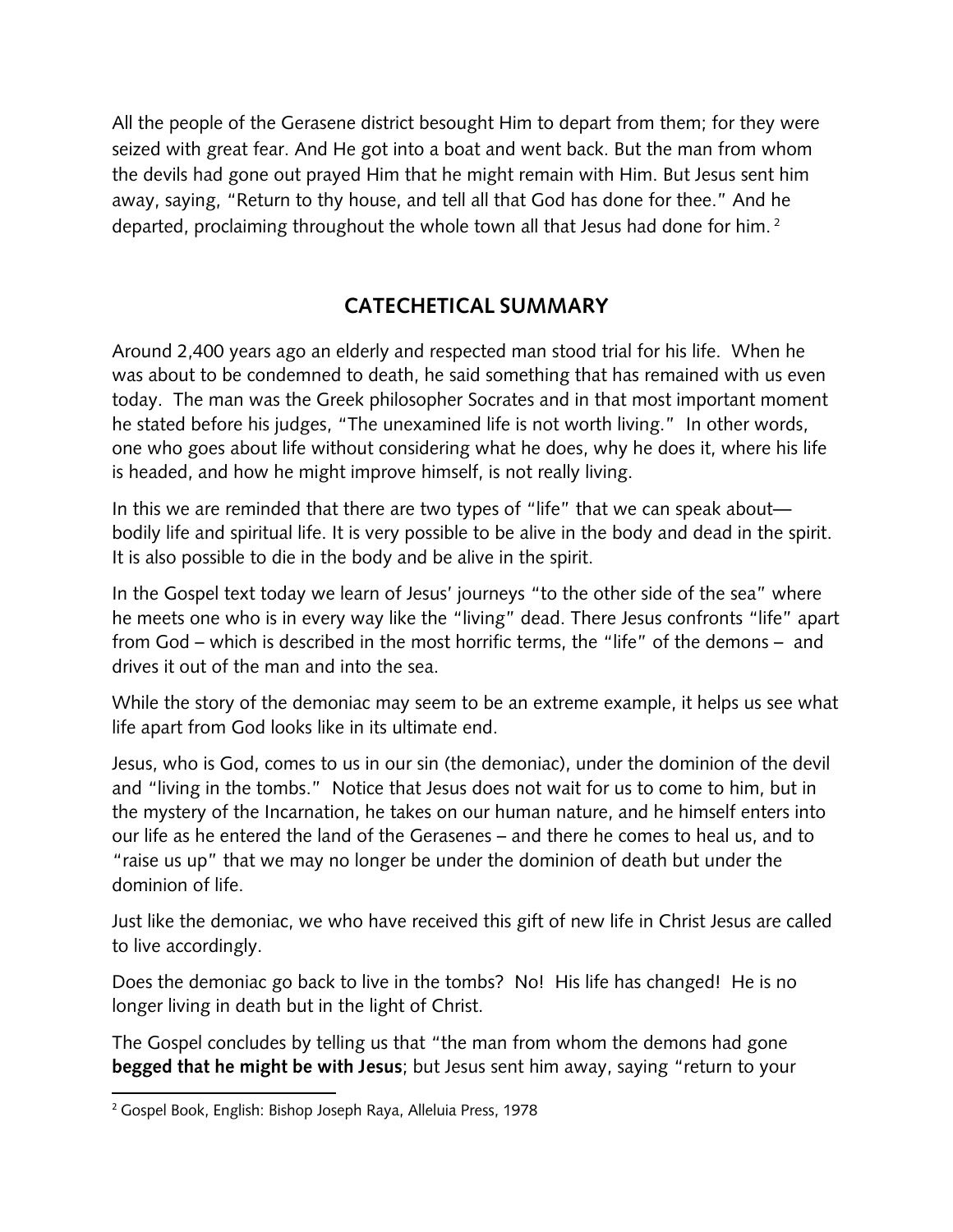All the people of the Gerasene district besought Him to depart from them; for they were seized with great fear. And He got into a boat and went back. But the man from whom the devils had gone out prayed Him that he might remain with Him. But Jesus sent him away, saying, "Return to thy house, and tell all that God has done for thee." And he departed, proclaiming throughout the whole town all that Jesus had done for him. [2]

## CATECHETICAL SUMMARY

Around 2,400 years ago an elderly and respected man stood trial for his life. When he was about to be condemned to death, he said something that has remained with us even today. The man was the Greek philosopher Socrates and in that most important moment he stated before his judges, "The unexamined life is not worth living." In other words, one who goes about life without considering what he does, why he does it, where his life is headed, and how he might improve himself, is not really living.

In this we are reminded that there are two types of "life" that we can speak about—bodily life and spiritual life. It is very possible to be alive in the body and dead in the spirit. It is also possible to die in the body and be alive in the spirit.

In the Gospel text today we learn of Jesus' journeys "to the other side of the sea" where he meets one who is in every way like the "living" dead. There Jesus confronts "life" apart from God – which is described in the most horrific terms, the "life" of the demons – and drives it out of the man and into the sea.

While the story of the demoniac may seem to be an extreme example, it helps us see what life apart from God looks like in its ultimate end.

Jesus, who is God, comes to us in our sin (the demoniac), under the dominion of the devil and "living in the tombs." Notice that Jesus does not wait for us to come to him, but in the mystery of the Incarnation, he takes on our human nature, and he himself enters into our life as he entered the land of the Gerasenes – and there he comes to heal us, and to "raise us up" that we may no longer be under the dominion of death but under the dominion of life.

Just like the demoniac, we who have received this gift of new life in Christ Jesus are called to live accordingly.

Does the demoniac go back to live in the tombs? No! His life has changed! He is no longer living in death but in the light of Christ.

The Gospel concludes by telling us that "the man from whom the demons had gone **begged that he might be with Jesus**; but Jesus sent him away, saying "return to your

---

[2] Gospel Book, English: Bishop Joseph Raya, Alleluia Press, 1978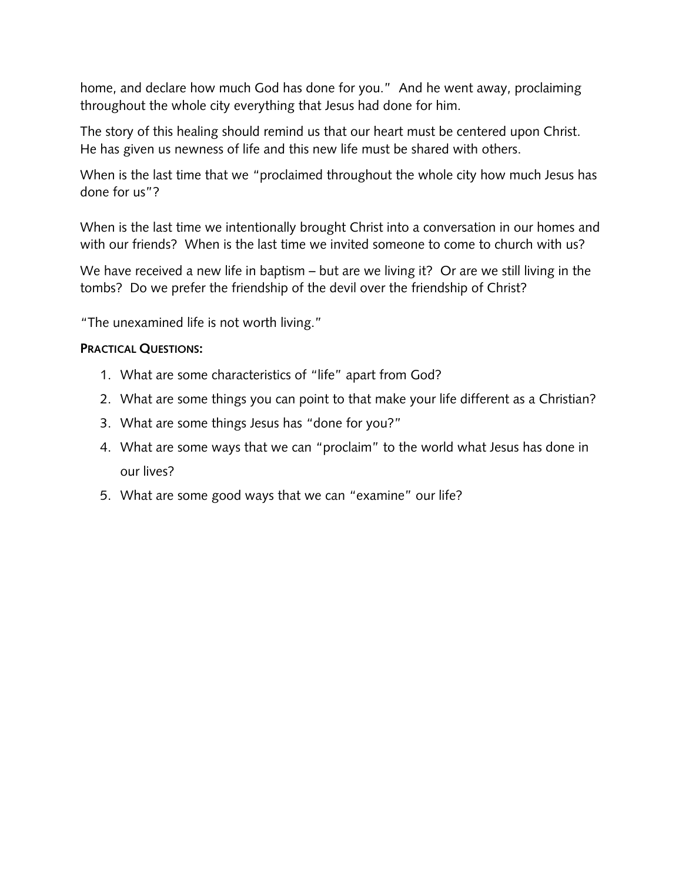home, and declare how much God has done for you." And he went away, proclaiming throughout the whole city everything that Jesus had done for him.

The story of this healing should remind us that our heart must be centered upon Christ. He has given us newness of life and this new life must be shared with others.

When is the last time that we "proclaimed throughout the whole city how much Jesus has done for us"?

When is the last time we intentionally brought Christ into a conversation in our homes and with our friends? When is the last time we invited someone to come to church with us?

We have received a new life in baptism – but are we living it? Or are we still living in the tombs? Do we prefer the friendship of the devil over the friendship of Christ?

"The unexamined life is not worth living."

**PRACTICAL QUESTIONS:**

1. What are some characteristics of "life" apart from God?
2. What are some things you can point to that make your life different as a Christian?
3. What are some things Jesus has "done for you?"
4. What are some ways that we can "proclaim" to the world what Jesus has done in our lives?
5. What are some good ways that we can "examine" our life?